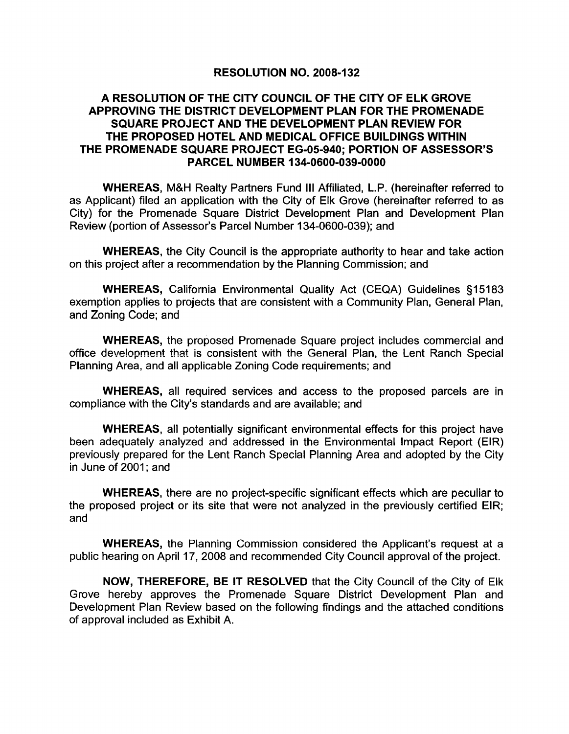# RESOLUTION NO. 2008-132

## A RESOLUTION OF THE CITY COUNCIL OF THE CITY OF ELK GROVE APPROVING THE DISTRICT DEVELOPMENT PLAN FOR THE PROMENADE SQUARE PROJECT AND THE DEVELOPMENT PLAN REVIEW FOR THE PROPOSED HOTEL AND MEDICAL OFFICE BUILDINGS WITHIN THE PROMENADE SQUARE PROJECT EG-05-940; PORTION OF ASSESSOR'S PARCEL NUMBER 134-0600-039-0000

**WHEREAS,** M&H Realty Partners Fund III Affiliated, L.P. (hereinafter referred to as Applicant) filed an application with the City of Elk Grove (hereinafter referred to as City) for the Promenade Square District Development Plan and Development Plan Review (portion of Assessor's Parcel Number 134-0600-039); and

**WHEREAS,** the City Council is the appropriate authority to hear and take action on this project after a recommendation by the Planning Commission; and

**WHEREAS,** California Environmental Quality Act (CEQA) Guidelines §15183 exemption applies to projects that are consistent with a Community Plan, General Plan, and Zoning Code; and

**WHEREAS,** the proposed Promenade Square project includes commercial and office development that is consistent with the General Plan, the Lent Ranch Special Planning Area, and all applicable Zoning Code requirements; and

**WHEREAS,** all required services and access to the proposed parcels are in compliance with the City's standards and are available; and

**WHEREAS,** all potentially significant environmental effects for this project have been adequately analyzed and addressed in the Environmental Impact Report (EIR) previously prepared for the Lent Ranch Special Planning Area and adopted by the City in June of 2001; and

**WHEREAS,** there are no project-specific significant effects which are peculiar to the proposed project or its site that were not analyzed in the previously certified EIR; and

**WHEREAS,** the Planning Commission considered the Applicant's request at a public hearing on April 17, 2008 and recommended City Council approval of the project.

**NOW, THEREFORE, BE IT RESOLVED** that the City Council of the City of Elk Grove hereby approves the Promenade Square District Development Plan and Development Plan Review based on the following findings and the attached conditions of approval included as Exhibit A.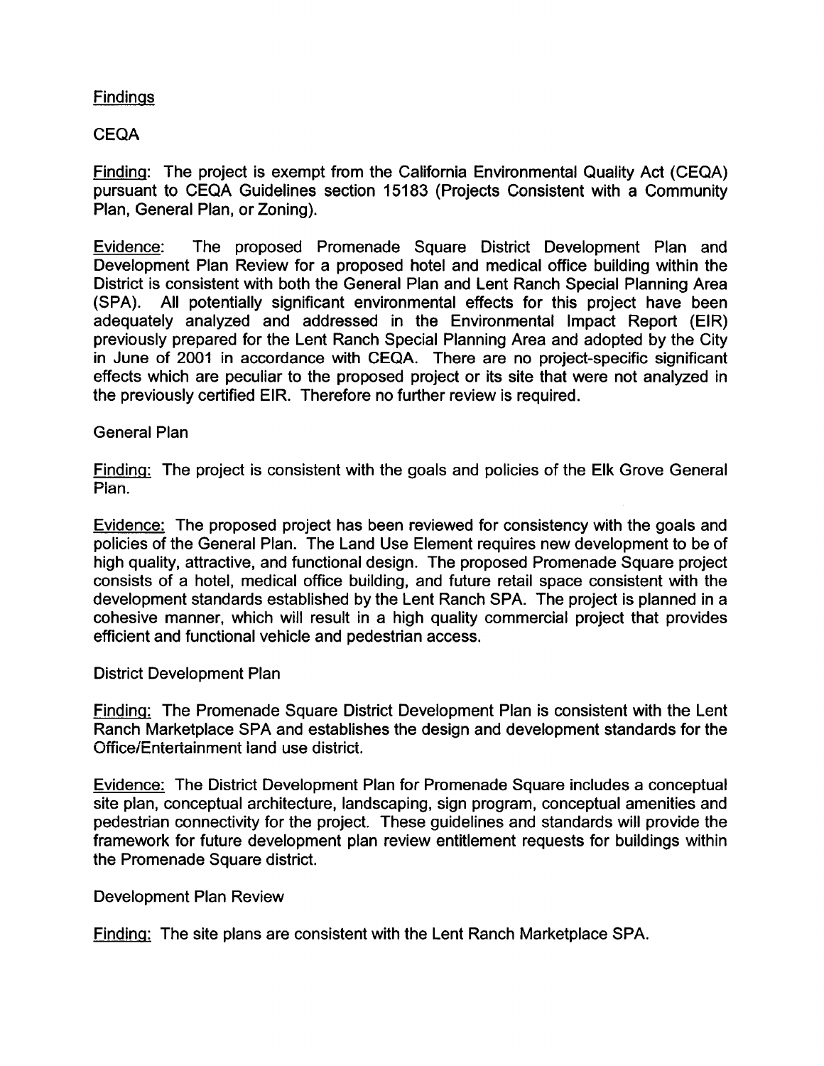## Findings

### CEQA

<u>Finding</u>: The project is exempt from the California Environmental Quality Act (CEQA) pursuant to CEQA Guidelines section 15183 (Projects Consistent with a Community Plan, General Plan, or Zoning).

<u>Evidence</u>: The proposed Promenade Square District Development Plan and Development Plan Review for a proposed hotel and medical office building within the District is consistent with both the General Plan and Lent Ranch Special Planning Area (SPA). All potentially significant environmental effects for this project have been adequately analyzed and addressed in the Environmental Impact Report (EIR) previously prepared for the Lent Ranch Special Planning Area and adopted by the City in June of 2001 in accordance with CEQA. There are no project-specific significant effects which are peculiar to the proposed project or its site that were not analyzed in the previously certified EIR. Therefore no further review is required.

### General Plan

<u>Finding:</u> The project is consistent with the goals and policies of the Elk Grove General Plan.

<u>Evidence:</u> The proposed project has been reviewed for consistency with the goals and policies of the General Plan. The Land Use Element requires new development to be of high quality, attractive, and functional design. The proposed Promenade Square project consists of a hotel, medical office building, and future retail space consistent with the development standards established by the Lent Ranch SPA. The project is planned in a cohesive manner, which will result in a high quality commercial project that provides efficient and functional vehicle and pedestrian access.

### District Development Plan

<u>Finding:</u> The Promenade Square District Development Plan is consistent with the Lent Ranch Marketplace SPA and establishes the design and development standards for the Office/Entertainment land use district.

<u>Evidence:</u> The District Development Plan for Promenade Square includes a conceptual site plan, conceptual architecture, landscaping, sign program, conceptual amenities and pedestrian connectivity for the project. These guidelines and standards will provide the framework for future development plan review entitlement requests for buildings within the Promenade Square district.

### Development Plan Review

<u>Finding:</u> The site plans are consistent with the Lent Ranch Marketplace SPA.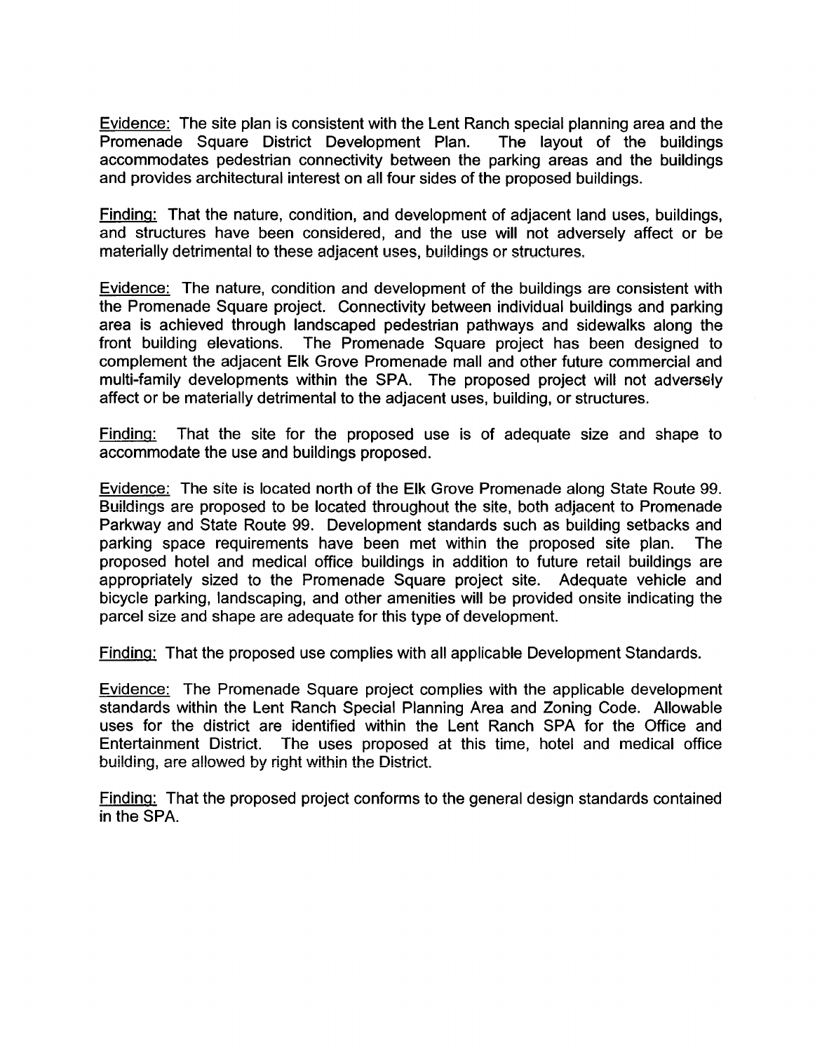Evidence: The site plan is consistent with the Lent Ranch special planning area and the Promenade Square District Development Plan. The layout of the buildings accommodates pedestrian connectivity between the parking areas and the buildings and provides architectural interest on all four sides of the proposed buildings.

Finding: That the nature, condition, and development of adjacent land uses, buildings, and structures have been considered, and the use will not adversely affect or be materially detrimental to these adjacent uses, buildings or structures.

Evidence: The nature, condition and development of the buildings are consistent with the Promenade Square project. Connectivity between individual buildings and parking area is achieved through landscaped pedestrian pathways and sidewalks along the front building elevations. The Promenade Square project has been designed to complement the adjacent Elk Grove Promenade mall and other future commercial and multi-family developments within the SPA. The proposed project will not adversely affect or be materially detrimental to the adjacent uses, building, or structures.

Finding: That the site for the proposed use is of adequate size and shape to accommodate the use and buildings proposed.

Evidence: The site is located north of the Elk Grove Promenade along State Route 99. Buildings are proposed to be located throughout the site, both adjacent to Promenade Parkway and State Route 99. Development standards such as building setbacks and parking space requirements have been met within the proposed site plan. The proposed hotel and medical office buildings in addition to future retail buildings are appropriately sized to the Promenade Square project site. Adequate vehicle and bicycle parking, landscaping, and other amenities will be provided onsite indicating the parcel size and shape are adequate for this type of development.

Finding: That the proposed use complies with all applicable Development Standards.

Evidence: The Promenade Square project complies with the applicable development standards within the Lent Ranch Special Planning Area and Zoning Code. Allowable uses for the district are identified within the Lent Ranch SPA for the Office and Entertainment District. The uses proposed at this time, hotel and medical office building, are allowed by right within the District.

Finding: That the proposed project conforms to the general design standards contained in the SPA.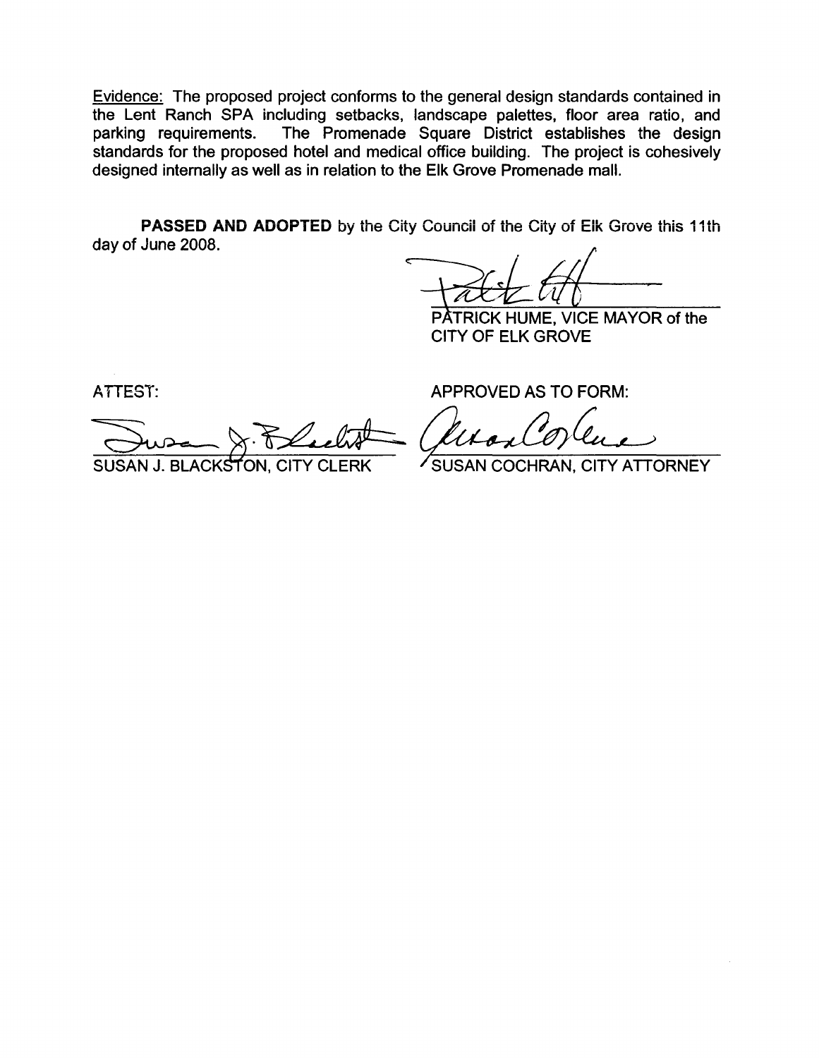Evidence: The proposed project conforms to the general design standards contained in the Lent Ranch SPA including setbacks, landscape palettes, floor area ratio, and parking requirements. The Promenade Square District establishes the design standards for the proposed hotel and medical office building. The project is cohesively designed internally as well as in relation to the Elk Grove Promenade mall.

**PASSED AND ADOPTED** by the City Council of the City of Elk Grove this 11th day of June 2008.

PATRICK HUME, VICE MAYOR of the CITY OF ELK GROVE

ATTEST:

SUSAN J. BLACKSTON, CITY CLERK

APPROVED AS TO FORM:

SUSAN COCHRAN, CITY ATTORNEY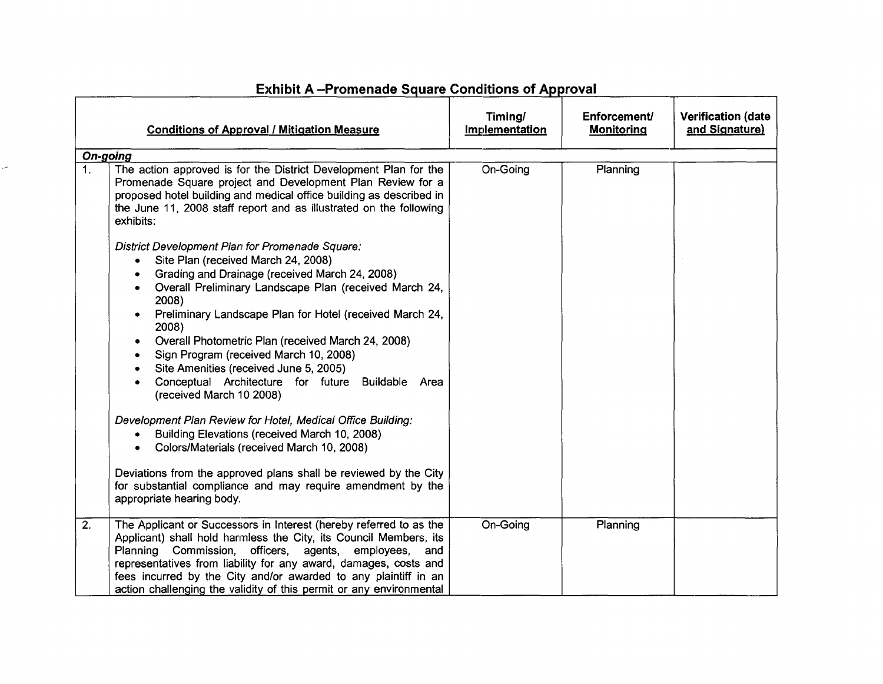## Exhibit A –Promenade Square Conditions of Approval

| | Conditions of Approval / Mitigation Measure | Timing/ Implementation | Enforcement/ Monitoring | Verification (date and Signature) |
|---|---|---|---|---|
| ***On-going*** | | | | |
| 1. | The action approved is for the District Development Plan for the Promenade Square project and Development Plan Review for a proposed hotel building and medical office building as described in the June 11, 2008 staff report and as illustrated on the following exhibits:<br><br>*District Development Plan for Promenade Square:*<br>• Site Plan (received March 24, 2008)<br>• Grading and Drainage (received March 24, 2008)<br>• Overall Preliminary Landscape Plan (received March 24, 2008)<br>• Preliminary Landscape Plan for Hotel (received March 24, 2008)<br>• Overall Photometric Plan (received March 24, 2008)<br>• Sign Program (received March 10, 2008)<br>• Site Amenities (received June 5, 2005)<br>• Conceptual Architecture for future Buildable Area (received March 10 2008)<br><br>*Development Plan Review for Hotel, Medical Office Building:*<br>• Building Elevations (received March 10, 2008)<br>• Colors/Materials (received March 10, 2008)<br><br>Deviations from the approved plans shall be reviewed by the City for substantial compliance and may require amendment by the appropriate hearing body. | On-Going | Planning | |
| 2. | The Applicant or Successors in Interest (hereby referred to as the Applicant) shall hold harmless the City, its Council Members, its Planning Commission, officers, agents, employees, and representatives from liability for any award, damages, costs and fees incurred by the City and/or awarded to any plaintiff in an action challenging the validity of this permit or any environmental | On-Going | Planning | |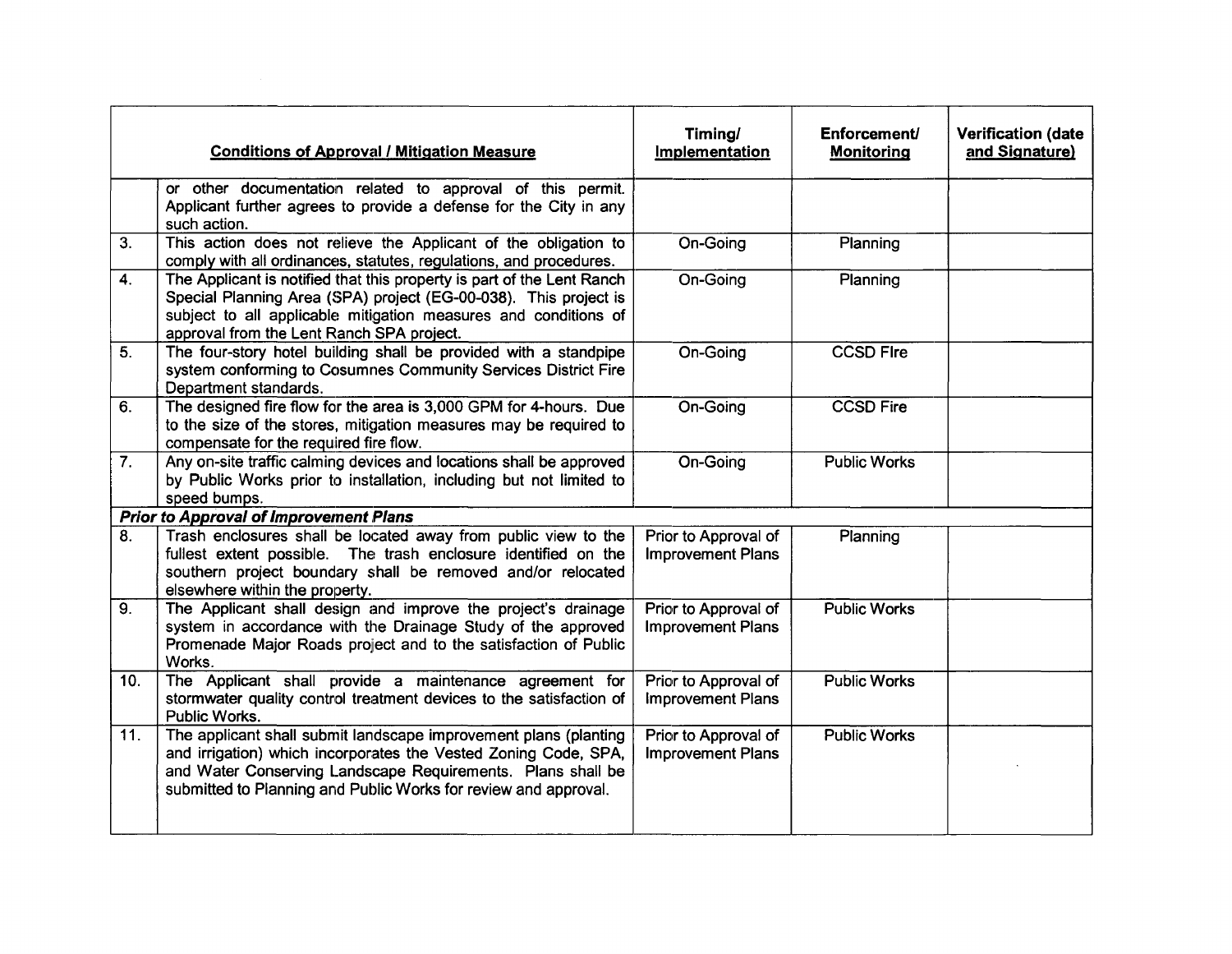| | Conditions of Approval / Mitigation Measure | Timing/ Implementation | Enforcement/ Monitoring | Verification (date and Signature) |
|---|---|---|---|---|
| | or other documentation related to approval of this permit. Applicant further agrees to provide a defense for the City in any such action. | | | |
| 3. | This action does not relieve the Applicant of the obligation to comply with all ordinances, statutes, regulations, and procedures. | On-Going | Planning | |
| 4. | The Applicant is notified that this property is part of the Lent Ranch Special Planning Area (SPA) project (EG-00-038). This project is subject to all applicable mitigation measures and conditions of approval from the Lent Ranch SPA project. | On-Going | Planning | |
| 5. | The four-story hotel building shall be provided with a standpipe system conforming to Cosumnes Community Services District Fire Department standards. | On-Going | CCSD FIre | |
| 6. | The designed fire flow for the area is 3,000 GPM for 4-hours. Due to the size of the stores, mitigation measures may be required to compensate for the required fire flow. | On-Going | CCSD Fire | |
| 7. | Any on-site traffic calming devices and locations shall be approved by Public Works prior to installation, including but not limited to speed bumps. | On-Going | Public Works | |
| ***Prior to Approval of Improvement Plans*** | | | | |
| 8. | Trash enclosures shall be located away from public view to the fullest extent possible. The trash enclosure identified on the southern project boundary shall be removed and/or relocated elsewhere within the property. | Prior to Approval of Improvement Plans | Planning | |
| 9. | The Applicant shall design and improve the project's drainage system in accordance with the Drainage Study of the approved Promenade Major Roads project and to the satisfaction of Public Works. | Prior to Approval of Improvement Plans | Public Works | |
| 10. | The Applicant shall provide a maintenance agreement for stormwater quality control treatment devices to the satisfaction of Public Works. | Prior to Approval of Improvement Plans | Public Works | |
| 11. | The applicant shall submit landscape improvement plans (planting and irrigation) which incorporates the Vested Zoning Code, SPA, and Water Conserving Landscape Requirements. Plans shall be submitted to Planning and Public Works for review and approval. | Prior to Approval of Improvement Plans | Public Works | |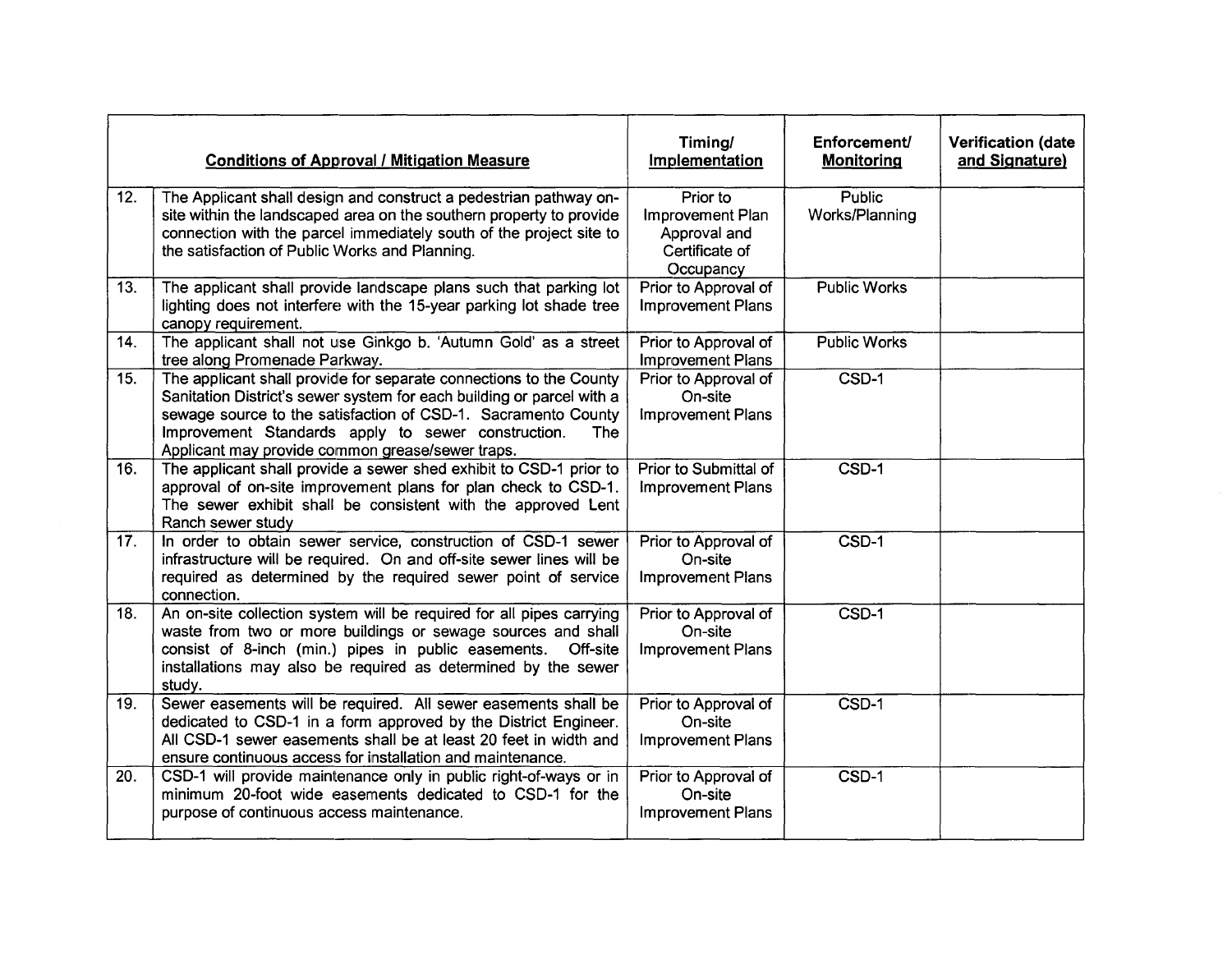| | Conditions of Approval / Mitigation Measure | Timing/ Implementation | Enforcement/ Monitoring | Verification (date and Signature) |
|---|---|---|---|---|
| 12. | The Applicant shall design and construct a pedestrian pathway on-site within the landscaped area on the southern property to provide connection with the parcel immediately south of the project site to the satisfaction of Public Works and Planning. | Prior to Improvement Plan Approval and Certificate of Occupancy | Public Works/Planning | |
| 13. | The applicant shall provide landscape plans such that parking lot lighting does not interfere with the 15-year parking lot shade tree canopy requirement. | Prior to Approval of Improvement Plans | Public Works | |
| 14. | The applicant shall not use Ginkgo b. 'Autumn Gold' as a street tree along Promenade Parkway. | Prior to Approval of Improvement Plans | Public Works | |
| 15. | The applicant shall provide for separate connections to the County Sanitation District's sewer system for each building or parcel with a sewage source to the satisfaction of CSD-1. Sacramento County Improvement Standards apply to sewer construction. The Applicant may provide common grease/sewer traps. | Prior to Approval of On-site Improvement Plans | CSD-1 | |
| 16. | The applicant shall provide a sewer shed exhibit to CSD-1 prior to approval of on-site improvement plans for plan check to CSD-1. The sewer exhibit shall be consistent with the approved Lent Ranch sewer study | Prior to Submittal of Improvement Plans | CSD-1 | |
| 17. | In order to obtain sewer service, construction of CSD-1 sewer infrastructure will be required. On and off-site sewer lines will be required as determined by the required sewer point of service connection. | Prior to Approval of On-site Improvement Plans | CSD-1 | |
| 18. | An on-site collection system will be required for all pipes carrying waste from two or more buildings or sewage sources and shall consist of 8-inch (min.) pipes in public easements. Off-site installations may also be required as determined by the sewer study. | Prior to Approval of On-site Improvement Plans | CSD-1 | |
| 19. | Sewer easements will be required. All sewer easements shall be dedicated to CSD-1 in a form approved by the District Engineer. All CSD-1 sewer easements shall be at least 20 feet in width and ensure continuous access for installation and maintenance. | Prior to Approval of On-site Improvement Plans | CSD-1 | |
| 20. | CSD-1 will provide maintenance only in public right-of-ways or in minimum 20-foot wide easements dedicated to CSD-1 for the purpose of continuous access maintenance. | Prior to Approval of On-site Improvement Plans | CSD-1 | |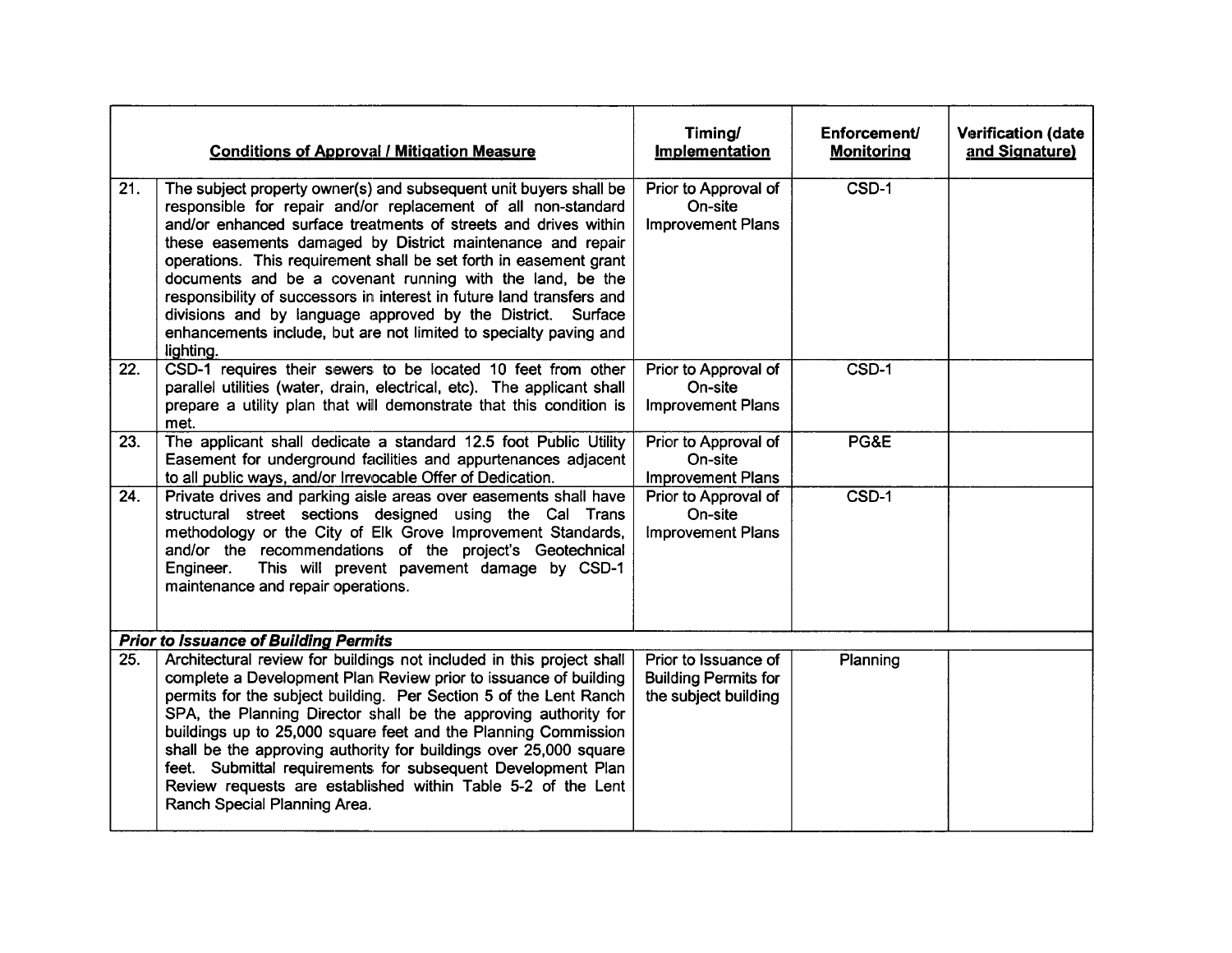| | Conditions of Approval / Mitigation Measure | Timing/ Implementation | Enforcement/ Monitoring | Verification (date and Signature) |
|---|---|---|---|---|
| 21. | The subject property owner(s) and subsequent unit buyers shall be responsible for repair and/or replacement of all non-standard and/or enhanced surface treatments of streets and drives within these easements damaged by District maintenance and repair operations. This requirement shall be set forth in easement grant documents and be a covenant running with the land, be the responsibility of successors in interest in future land transfers and divisions and by language approved by the District. Surface enhancements include, but are not limited to specialty paving and lighting. | Prior to Approval of On-site Improvement Plans | CSD-1 | |
| 22. | CSD-1 requires their sewers to be located 10 feet from other parallel utilities (water, drain, electrical, etc). The applicant shall prepare a utility plan that will demonstrate that this condition is met. | Prior to Approval of On-site Improvement Plans | CSD-1 | |
| 23. | The applicant shall dedicate a standard 12.5 foot Public Utility Easement for underground facilities and appurtenances adjacent to all public ways, and/or Irrevocable Offer of Dedication. | Prior to Approval of On-site Improvement Plans | PG&E | |
| 24. | Private drives and parking aisle areas over easements shall have structural street sections designed using the Cal Trans methodology or the City of Elk Grove Improvement Standards, and/or the recommendations of the project's Geotechnical Engineer. This will prevent pavement damage by CSD-1 maintenance and repair operations. | Prior to Approval of On-site Improvement Plans | CSD-1 | |
| ***Prior to Issuance of Building Permits*** | | | | |
| 25. | Architectural review for buildings not included in this project shall complete a Development Plan Review prior to issuance of building permits for the subject building. Per Section 5 of the Lent Ranch SPA, the Planning Director shall be the approving authority for buildings up to 25,000 square feet and the Planning Commission shall be the approving authority for buildings over 25,000 square feet. Submittal requirements for subsequent Development Plan Review requests are established within Table 5-2 of the Lent Ranch Special Planning Area. | Prior to Issuance of Building Permits for the subject building | Planning | |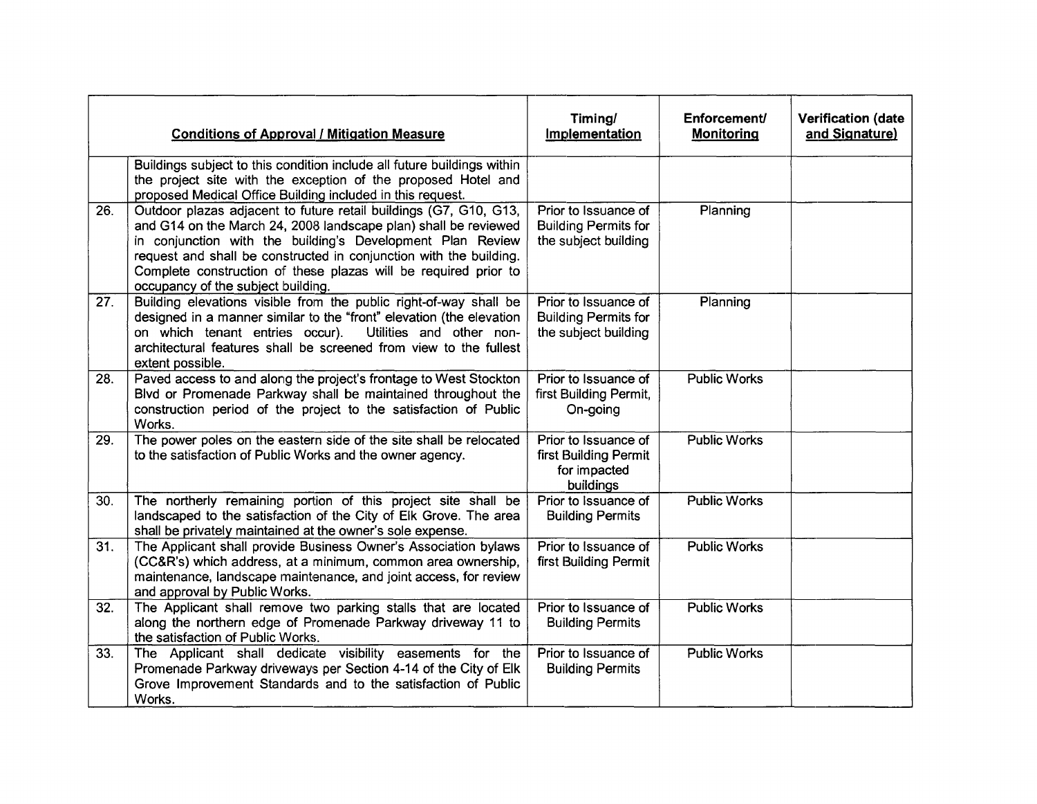| | Conditions of Approval / Mitigation Measure | Timing/ Implementation | Enforcement/ Monitoring | Verification (date and Signature) |
|---|---|---|---|---|
| | Buildings subject to this condition include all future buildings within the project site with the exception of the proposed Hotel and proposed Medical Office Building included in this request. | | | |
| 26. | Outdoor plazas adjacent to future retail buildings (G7, G10, G13, and G14 on the March 24, 2008 landscape plan) shall be reviewed in conjunction with the building's Development Plan Review request and shall be constructed in conjunction with the building. Complete construction of these plazas will be required prior to occupancy of the subject building. | Prior to Issuance of Building Permits for the subject building | Planning | |
| 27. | Building elevations visible from the public right-of-way shall be designed in a manner similar to the "front" elevation (the elevation on which tenant entries occur). Utilities and other non-architectural features shall be screened from view to the fullest extent possible. | Prior to Issuance of Building Permits for the subject building | Planning | |
| 28. | Paved access to and along the project's frontage to West Stockton Blvd or Promenade Parkway shall be maintained throughout the construction period of the project to the satisfaction of Public Works. | Prior to Issuance of first Building Permit, On-going | Public Works | |
| 29. | The power poles on the eastern side of the site shall be relocated to the satisfaction of Public Works and the owner agency. | Prior to Issuance of first Building Permit for impacted buildings | Public Works | |
| 30. | The northerly remaining portion of this project site shall be landscaped to the satisfaction of the City of Elk Grove. The area shall be privately maintained at the owner's sole expense. | Prior to Issuance of Building Permits | Public Works | |
| 31. | The Applicant shall provide Business Owner's Association bylaws (CC&R's) which address, at a minimum, common area ownership, maintenance, landscape maintenance, and joint access, for review and approval by Public Works. | Prior to Issuance of first Building Permit | Public Works | |
| 32. | The Applicant shall remove two parking stalls that are located along the northern edge of Promenade Parkway driveway 11 to the satisfaction of Public Works. | Prior to Issuance of Building Permits | Public Works | |
| 33. | The Applicant shall dedicate visibility easements for the Promenade Parkway driveways per Section 4-14 of the City of Elk Grove Improvement Standards and to the satisfaction of Public Works. | Prior to Issuance of Building Permits | Public Works | |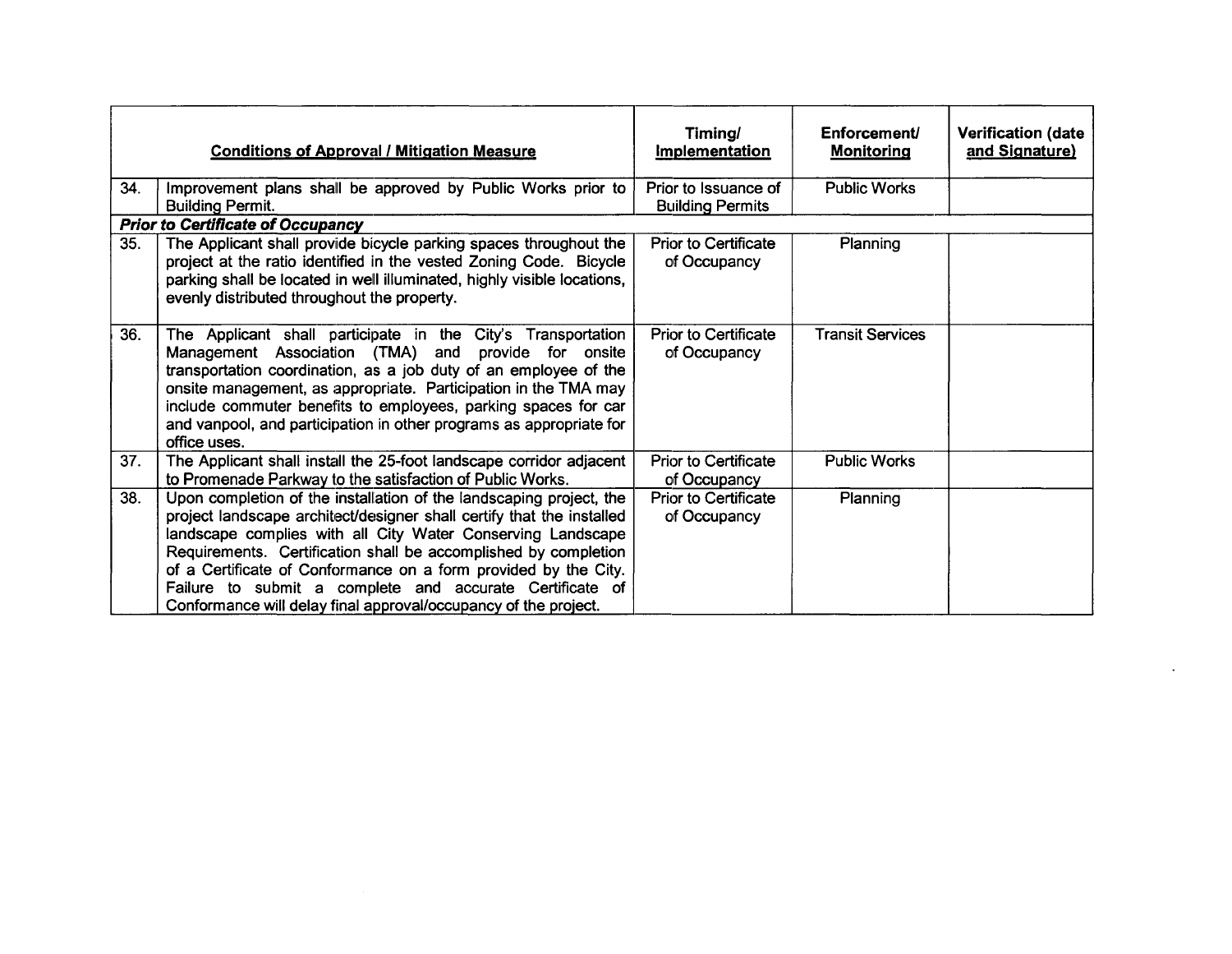| | Conditions of Approval / Mitigation Measure | Timing/ Implementation | Enforcement/ Monitoring | Verification (date and Signature) |
|---|---|---|---|---|
| 34. | Improvement plans shall be approved by Public Works prior to Building Permit. | Prior to Issuance of Building Permits | Public Works | |
| ***Prior to Certificate of Occupancy*** | | | | |
| 35. | The Applicant shall provide bicycle parking spaces throughout the project at the ratio identified in the vested Zoning Code. Bicycle parking shall be located in well illuminated, highly visible locations, evenly distributed throughout the property. | Prior to Certificate of Occupancy | Planning | |
| 36. | The Applicant shall participate in the City's Transportation Management Association (TMA) and provide for onsite transportation coordination, as a job duty of an employee of the onsite management, as appropriate. Participation in the TMA may include commuter benefits to employees, parking spaces for car and vanpool, and participation in other programs as appropriate for office uses. | Prior to Certificate of Occupancy | Transit Services | |
| 37. | The Applicant shall install the 25-foot landscape corridor adjacent to Promenade Parkway to the satisfaction of Public Works. | Prior to Certificate of Occupancy | Public Works | |
| 38. | Upon completion of the installation of the landscaping project, the project landscape architect/designer shall certify that the installed landscape complies with all City Water Conserving Landscape Requirements. Certification shall be accomplished by completion of a Certificate of Conformance on a form provided by the City. Failure to submit a complete and accurate Certificate of Conformance will delay final approval/occupancy of the project. | Prior to Certificate of Occupancy | Planning | |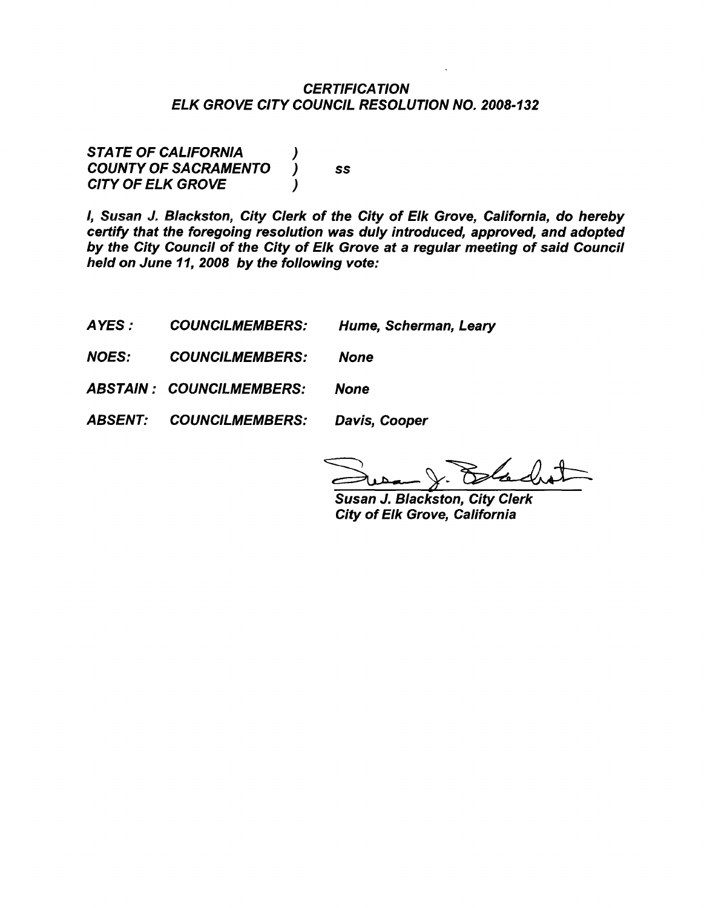### *CERTIFICATION*
### *ELK GROVE CITY COUNCIL RESOLUTION NO. 2008-132*

***STATE OF CALIFORNIA )***
***COUNTY OF SACRAMENTO ) ss***
***CITY OF ELK GROVE )***

***I, Susan J. Blackston, City Clerk of the City of Elk Grove, California, do hereby certify that the foregoing resolution was duly introduced, approved, and adopted by the City Council of the City of Elk Grove at a regular meeting of said Council held on June 11, 2008 by the following vote:***

| | | |
|---|---|---|
| ***AYES :*** | ***COUNCILMEMBERS:*** | ***Hume, Scherman, Leary*** |
| ***NOES:*** | ***COUNCILMEMBERS:*** | ***None*** |
| ***ABSTAIN :*** | ***COUNCILMEMBERS:*** | ***None*** |
| ***ABSENT:*** | ***COUNCILMEMBERS:*** | ***Davis, Cooper*** |

***Susan J. Blackston, City Clerk***
***City of Elk Grove, California***